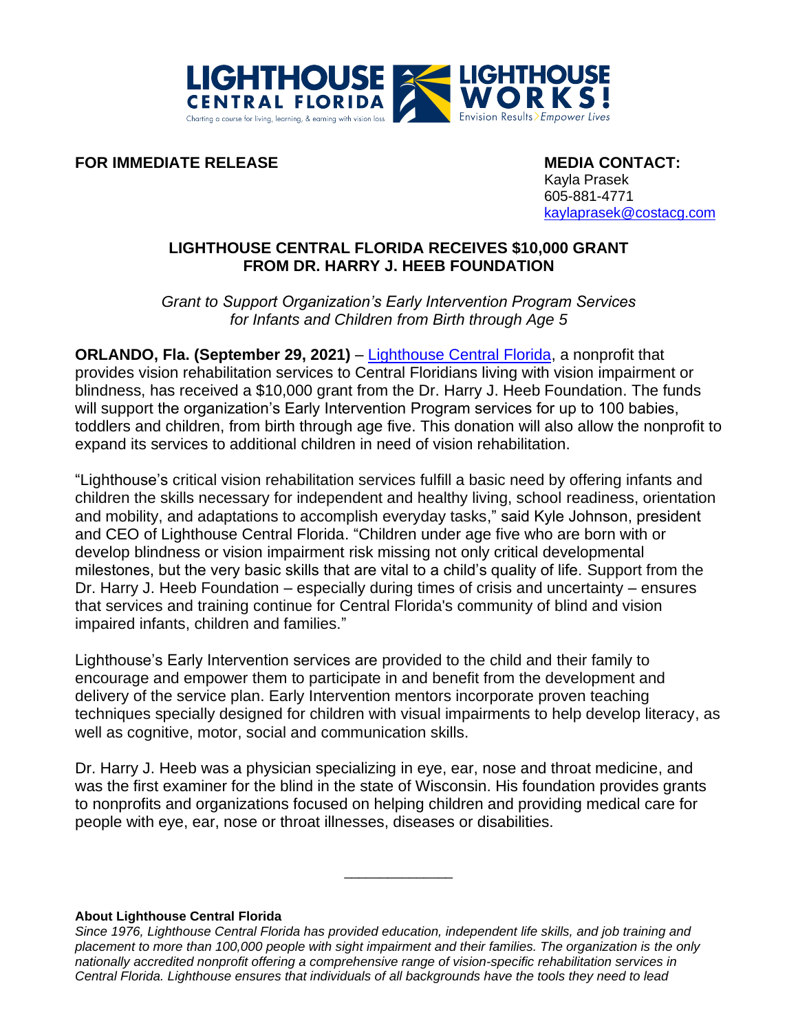**FOR IMMEDIATE RELEASE**

**MEDIA CONTACT:**
Kayla Prasek
605-881-4771
kaylaprasek@costacg.com

## LIGHTHOUSE CENTRAL FLORIDA RECEIVES $10,000 GRANT FROM DR. HARRY J. HEEB FOUNDATION

*Grant to Support Organization's Early Intervention Program Services for Infants and Children from Birth through Age 5*

**ORLANDO, Fla. (September 29, 2021)** – Lighthouse Central Florida, a nonprofit that provides vision rehabilitation services to Central Floridians living with vision impairment or blindness, has received a $10,000 grant from the Dr. Harry J. Heeb Foundation. The funds will support the organization's Early Intervention Program services for up to 100 babies, toddlers and children, from birth through age five. This donation will also allow the nonprofit to expand its services to additional children in need of vision rehabilitation.

"Lighthouse's critical vision rehabilitation services fulfill a basic need by offering infants and children the skills necessary for independent and healthy living, school readiness, orientation and mobility, and adaptations to accomplish everyday tasks," said Kyle Johnson, president and CEO of Lighthouse Central Florida. "Children under age five who are born with or develop blindness or vision impairment risk missing not only critical developmental milestones, but the very basic skills that are vital to a child's quality of life. Support from the Dr. Harry J. Heeb Foundation – especially during times of crisis and uncertainty – ensures that services and training continue for Central Florida's community of blind and vision impaired infants, children and families."

Lighthouse's Early Intervention services are provided to the child and their family to encourage and empower them to participate in and benefit from the development and delivery of the service plan. Early Intervention mentors incorporate proven teaching techniques specially designed for children with visual impairments to help develop literacy, as well as cognitive, motor, social and communication skills.

Dr. Harry J. Heeb was a physician specializing in eye, ear, nose and throat medicine, and was the first examiner for the blind in the state of Wisconsin. His foundation provides grants to nonprofits and organizations focused on helping children and providing medical care for people with eye, ear, nose or throat illnesses, diseases or disabilities.

---

**About Lighthouse Central Florida**

*Since 1976, Lighthouse Central Florida has provided education, independent life skills, and job training and placement to more than 100,000 people with sight impairment and their families. The organization is the only nationally accredited nonprofit offering a comprehensive range of vision-specific rehabilitation services in Central Florida. Lighthouse ensures that individuals of all backgrounds have the tools they need to lead*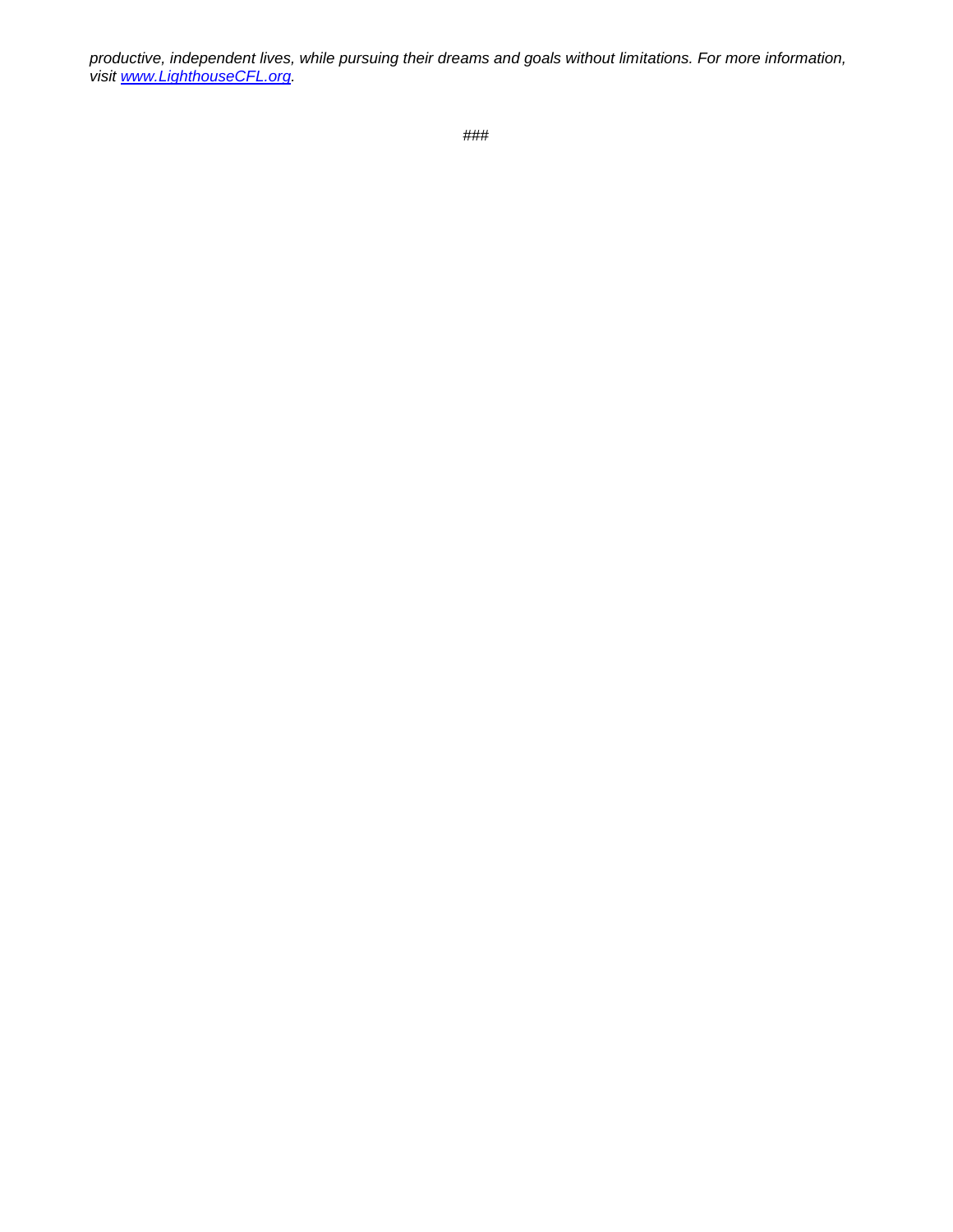*productive, independent lives, while pursuing their dreams and goals without limitations. For more information, visit [www.LighthouseCFL.org](http://www.LighthouseCFL.org).*

###